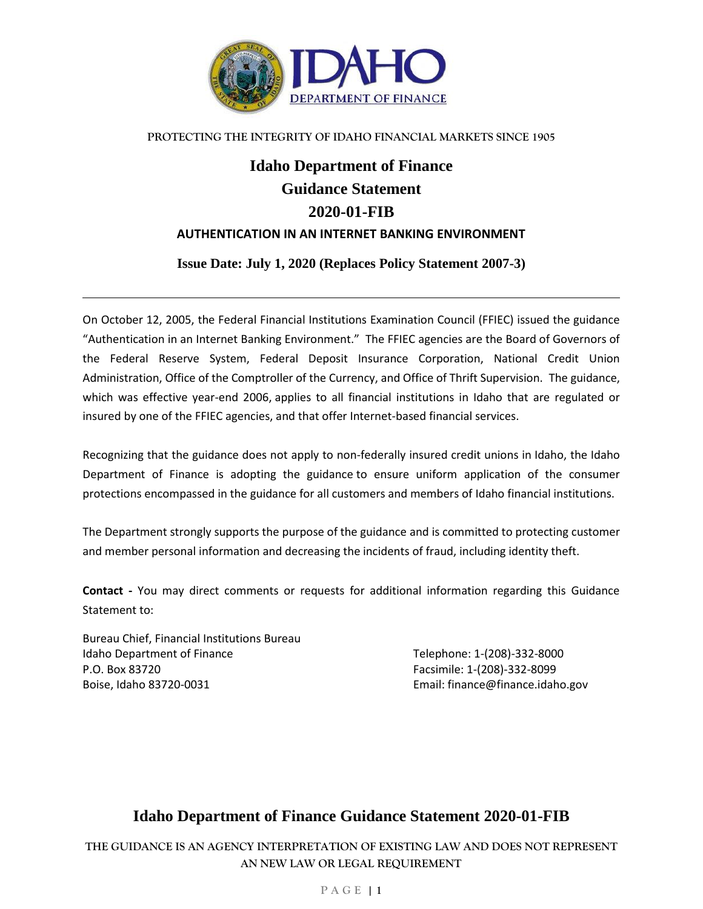PROTECTING THE INTEGRITY OF IDAHO FINANCIAL MARKETS SINCE 1905

# Idaho Department of Finance
# Guidance Statement
# 2020-01-FIB

## AUTHENTICATION IN AN INTERNET BANKING ENVIRONMENT

**Issue Date: July 1, 2020 (Replaces Policy Statement 2007-3)**

---

On October 12, 2005, the Federal Financial Institutions Examination Council (FFIEC) issued the guidance "Authentication in an Internet Banking Environment." The FFIEC agencies are the Board of Governors of the Federal Reserve System, Federal Deposit Insurance Corporation, National Credit Union Administration, Office of the Comptroller of the Currency, and Office of Thrift Supervision. The guidance, which was effective year-end 2006, applies to all financial institutions in Idaho that are regulated or insured by one of the FFIEC agencies, and that offer Internet-based financial services.

Recognizing that the guidance does not apply to non-federally insured credit unions in Idaho, the Idaho Department of Finance is adopting the guidance to ensure uniform application of the consumer protections encompassed in the guidance for all customers and members of Idaho financial institutions.

The Department strongly supports the purpose of the guidance and is committed to protecting customer and member personal information and decreasing the incidents of fraud, including identity theft.

**Contact -** You may direct comments or requests for additional information regarding this Guidance Statement to:

Bureau Chief, Financial Institutions Bureau
Idaho Department of Finance
P.O. Box 83720
Boise, Idaho 83720-0031

Telephone: 1-(208)-332-8000
Facsimile: 1-(208)-332-8099
Email: finance@finance.idaho.gov

**Idaho Department of Finance Guidance Statement 2020-01-FIB**

THE GUIDANCE IS AN AGENCY INTERPRETATION OF EXISTING LAW AND DOES NOT REPRESENT AN NEW LAW OR LEGAL REQUIREMENT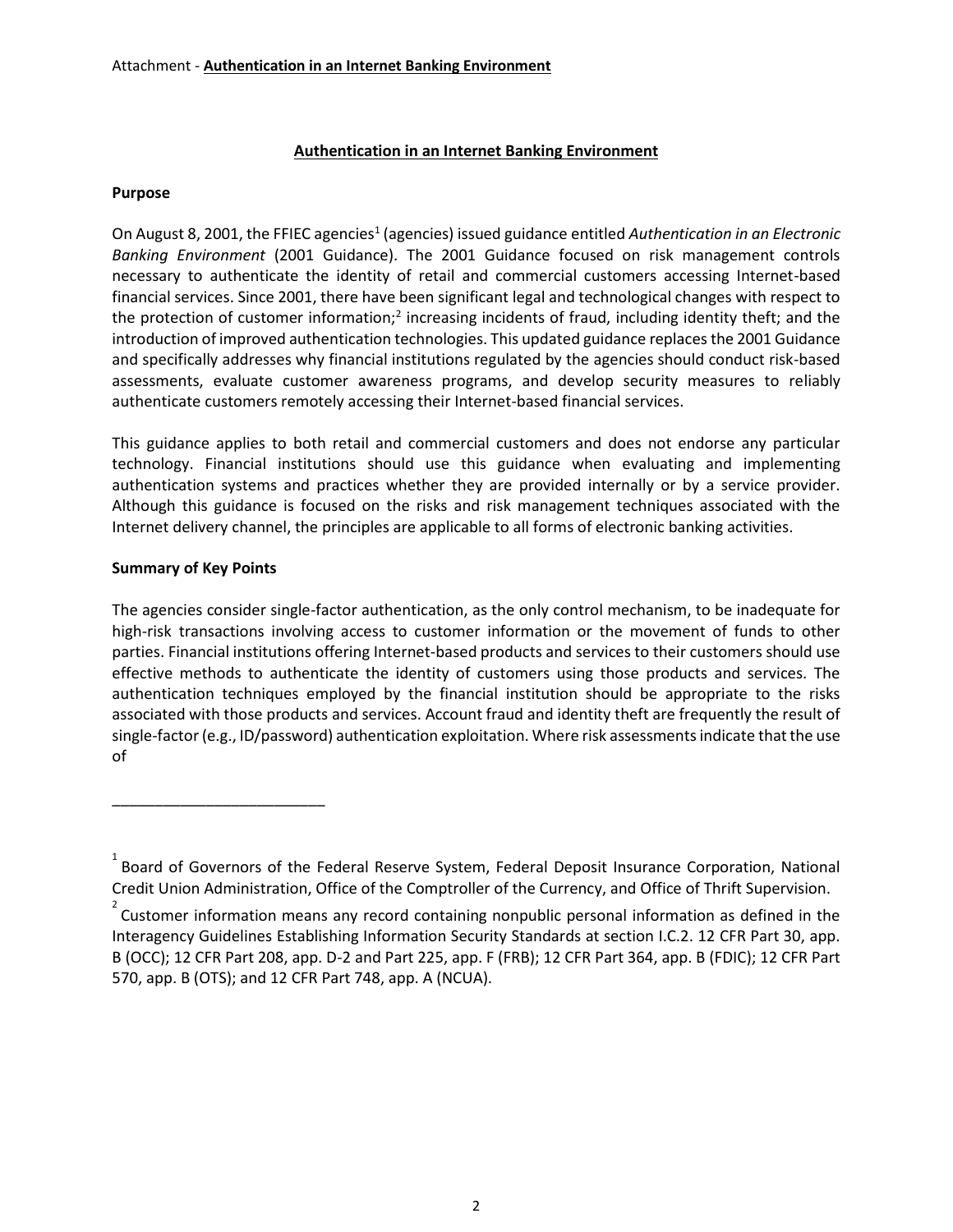## Authentication in an Internet Banking Environment

### Purpose

On August 8, 2001, the FFIEC agencies[1] (agencies) issued guidance entitled *Authentication in an Electronic Banking Environment* (2001 Guidance). The 2001 Guidance focused on risk management controls necessary to authenticate the identity of retail and commercial customers accessing Internet-based financial services. Since 2001, there have been significant legal and technological changes with respect to the protection of customer information;[2] increasing incidents of fraud, including identity theft; and the introduction of improved authentication technologies. This updated guidance replaces the 2001 Guidance and specifically addresses why financial institutions regulated by the agencies should conduct risk-based assessments, evaluate customer awareness programs, and develop security measures to reliably authenticate customers remotely accessing their Internet-based financial services.

This guidance applies to both retail and commercial customers and does not endorse any particular technology. Financial institutions should use this guidance when evaluating and implementing authentication systems and practices whether they are provided internally or by a service provider. Although this guidance is focused on the risks and risk management techniques associated with the Internet delivery channel, the principles are applicable to all forms of electronic banking activities.

### Summary of Key Points

The agencies consider single-factor authentication, as the only control mechanism, to be inadequate for high-risk transactions involving access to customer information or the movement of funds to other parties. Financial institutions offering Internet-based products and services to their customers should use effective methods to authenticate the identity of customers using those products and services. The authentication techniques employed by the financial institution should be appropriate to the risks associated with those products and services. Account fraud and identity theft are frequently the result of single-factor (e.g., ID/password) authentication exploitation. Where risk assessments indicate that the use of

---

[1] Board of Governors of the Federal Reserve System, Federal Deposit Insurance Corporation, National Credit Union Administration, Office of the Comptroller of the Currency, and Office of Thrift Supervision.

[2] Customer information means any record containing nonpublic personal information as defined in the Interagency Guidelines Establishing Information Security Standards at section I.C.2. 12 CFR Part 30, app. B (OCC); 12 CFR Part 208, app. D-2 and Part 225, app. F (FRB); 12 CFR Part 364, app. B (FDIC); 12 CFR Part 570, app. B (OTS); and 12 CFR Part 748, app. A (NCUA).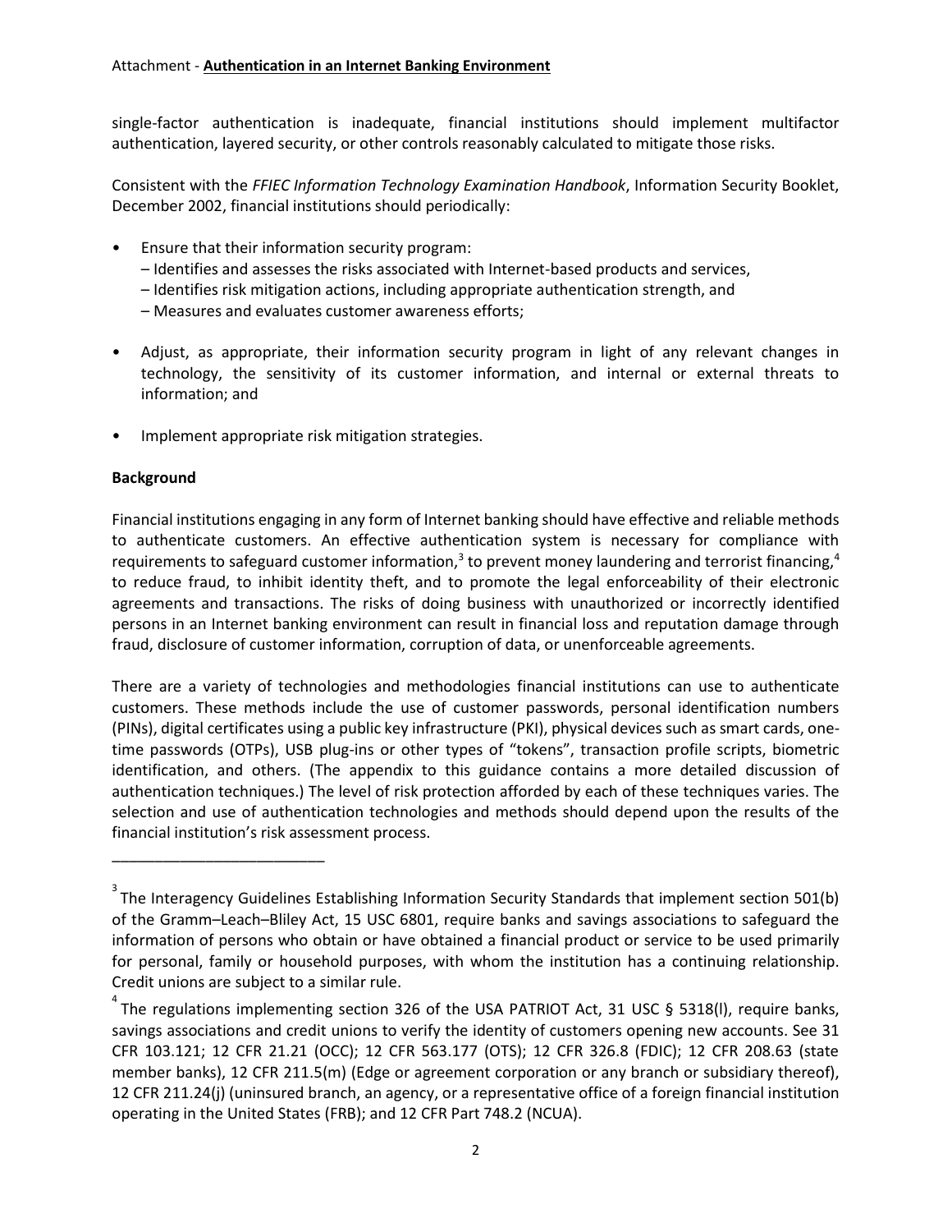single-factor authentication is inadequate, financial institutions should implement multifactor authentication, layered security, or other controls reasonably calculated to mitigate those risks.

Consistent with the *FFIEC Information Technology Examination Handbook*, Information Security Booklet, December 2002, financial institutions should periodically:

- Ensure that their information security program:
  - Identifies and assesses the risks associated with Internet-based products and services,
  - Identifies risk mitigation actions, including appropriate authentication strength, and
  - Measures and evaluates customer awareness efforts;
- Adjust, as appropriate, their information security program in light of any relevant changes in technology, the sensitivity of its customer information, and internal or external threats to information; and
- Implement appropriate risk mitigation strategies.

**Background**

Financial institutions engaging in any form of Internet banking should have effective and reliable methods to authenticate customers. An effective authentication system is necessary for compliance with requirements to safeguard customer information,[3] to prevent money laundering and terrorist financing,[4] to reduce fraud, to inhibit identity theft, and to promote the legal enforceability of their electronic agreements and transactions. The risks of doing business with unauthorized or incorrectly identified persons in an Internet banking environment can result in financial loss and reputation damage through fraud, disclosure of customer information, corruption of data, or unenforceable agreements.

There are a variety of technologies and methodologies financial institutions can use to authenticate customers. These methods include the use of customer passwords, personal identification numbers (PINs), digital certificates using a public key infrastructure (PKI), physical devices such as smart cards, one-time passwords (OTPs), USB plug-ins or other types of "tokens", transaction profile scripts, biometric identification, and others. (The appendix to this guidance contains a more detailed discussion of authentication techniques.) The level of risk protection afforded by each of these techniques varies. The selection and use of authentication technologies and methods should depend upon the results of the financial institution's risk assessment process.

---

[3] The Interagency Guidelines Establishing Information Security Standards that implement section 501(b) of the Gramm–Leach–Bliley Act, 15 USC 6801, require banks and savings associations to safeguard the information of persons who obtain or have obtained a financial product or service to be used primarily for personal, family or household purposes, with whom the institution has a continuing relationship. Credit unions are subject to a similar rule.

[4] The regulations implementing section 326 of the USA PATRIOT Act, 31 USC § 5318(l), require banks, savings associations and credit unions to verify the identity of customers opening new accounts. See 31 CFR 103.121; 12 CFR 21.21 (OCC); 12 CFR 563.177 (OTS); 12 CFR 326.8 (FDIC); 12 CFR 208.63 (state member banks), 12 CFR 211.5(m) (Edge or agreement corporation or any branch or subsidiary thereof), 12 CFR 211.24(j) (uninsured branch, an agency, or a representative office of a foreign financial institution operating in the United States (FRB); and 12 CFR Part 748.2 (NCUA).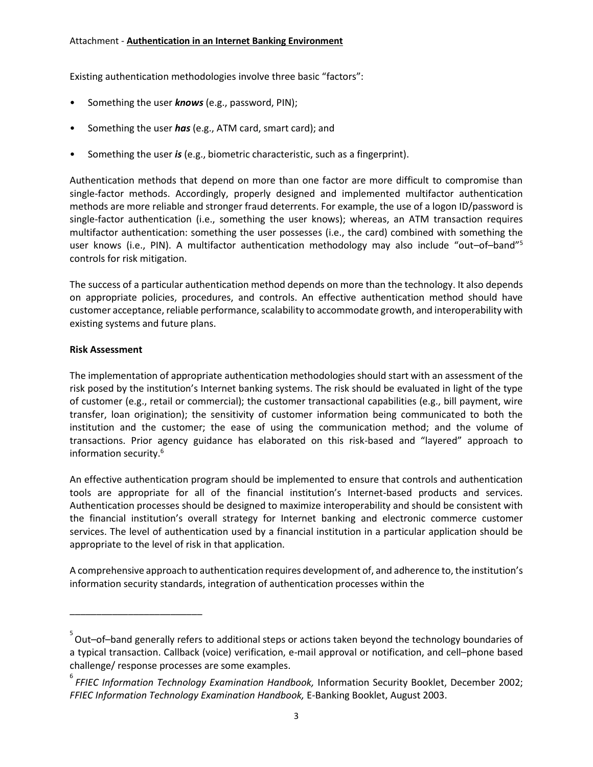Existing authentication methodologies involve three basic "factors":

- Something the user ***knows*** (e.g., password, PIN);
- Something the user ***has*** (e.g., ATM card, smart card); and
- Something the user ***is*** (e.g., biometric characteristic, such as a fingerprint).

Authentication methods that depend on more than one factor are more difficult to compromise than single-factor methods. Accordingly, properly designed and implemented multifactor authentication methods are more reliable and stronger fraud deterrents. For example, the use of a logon ID/password is single-factor authentication (i.e., something the user knows); whereas, an ATM transaction requires multifactor authentication: something the user possesses (i.e., the card) combined with something the user knows (i.e., PIN). A multifactor authentication methodology may also include "out–of–band"[5] controls for risk mitigation.

The success of a particular authentication method depends on more than the technology. It also depends on appropriate policies, procedures, and controls. An effective authentication method should have customer acceptance, reliable performance, scalability to accommodate growth, and interoperability with existing systems and future plans.

**Risk Assessment**

The implementation of appropriate authentication methodologies should start with an assessment of the risk posed by the institution's Internet banking systems. The risk should be evaluated in light of the type of customer (e.g., retail or commercial); the customer transactional capabilities (e.g., bill payment, wire transfer, loan origination); the sensitivity of customer information being communicated to both the institution and the customer; the ease of using the communication method; and the volume of transactions. Prior agency guidance has elaborated on this risk-based and "layered" approach to information security.[6]

An effective authentication program should be implemented to ensure that controls and authentication tools are appropriate for all of the financial institution's Internet-based products and services. Authentication processes should be designed to maximize interoperability and should be consistent with the financial institution's overall strategy for Internet banking and electronic commerce customer services. The level of authentication used by a financial institution in a particular application should be appropriate to the level of risk in that application.

A comprehensive approach to authentication requires development of, and adherence to, the institution's information security standards, integration of authentication processes within the

---

[5] Out–of–band generally refers to additional steps or actions taken beyond the technology boundaries of a typical transaction. Callback (voice) verification, e-mail approval or notification, and cell–phone based challenge/ response processes are some examples.

[6] *FFIEC Information Technology Examination Handbook,* Information Security Booklet, December 2002; *FFIEC Information Technology Examination Handbook,* E-Banking Booklet, August 2003.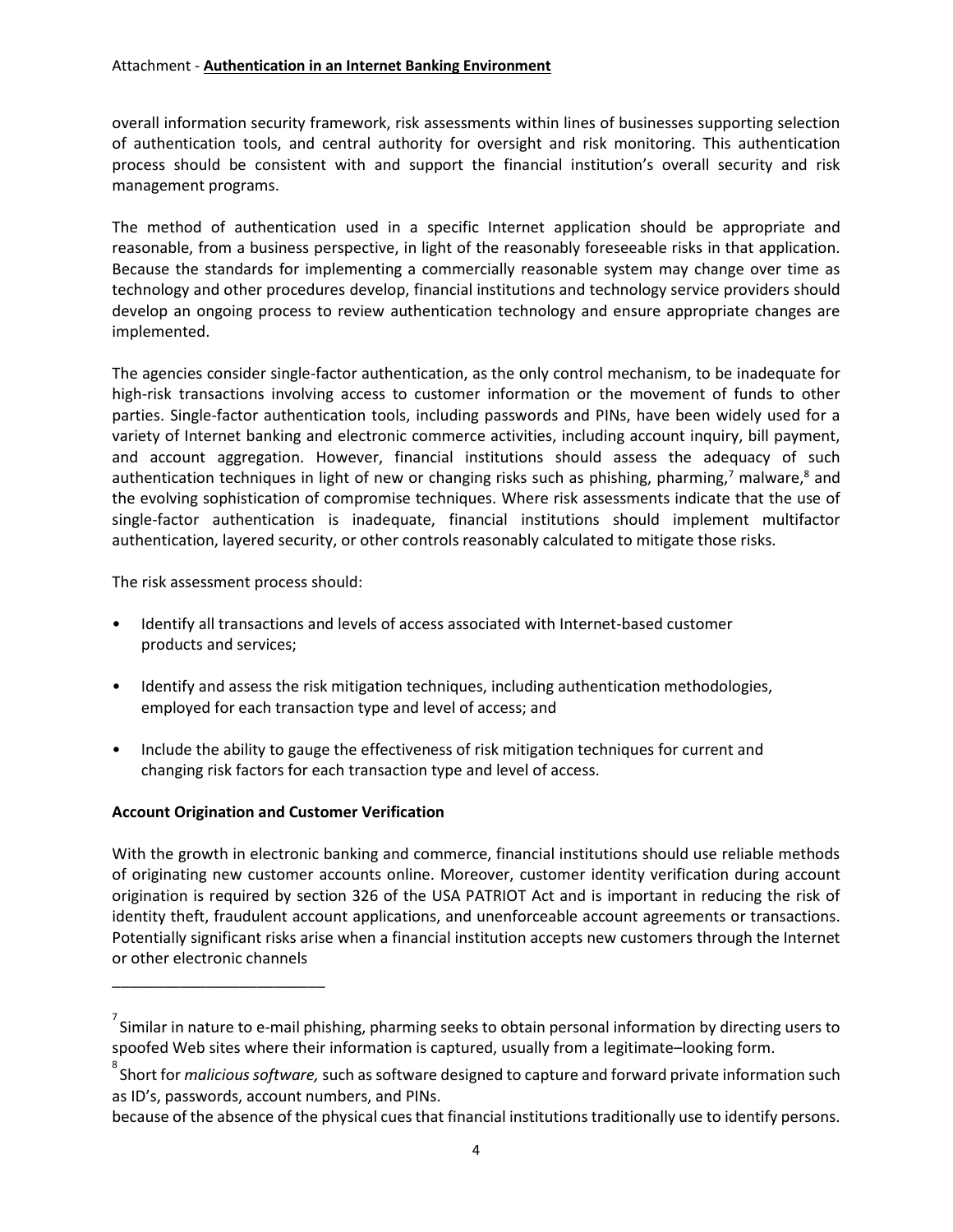overall information security framework, risk assessments within lines of businesses supporting selection of authentication tools, and central authority for oversight and risk monitoring. This authentication process should be consistent with and support the financial institution's overall security and risk management programs.

The method of authentication used in a specific Internet application should be appropriate and reasonable, from a business perspective, in light of the reasonably foreseeable risks in that application. Because the standards for implementing a commercially reasonable system may change over time as technology and other procedures develop, financial institutions and technology service providers should develop an ongoing process to review authentication technology and ensure appropriate changes are implemented.

The agencies consider single-factor authentication, as the only control mechanism, to be inadequate for high-risk transactions involving access to customer information or the movement of funds to other parties. Single-factor authentication tools, including passwords and PINs, have been widely used for a variety of Internet banking and electronic commerce activities, including account inquiry, bill payment, and account aggregation. However, financial institutions should assess the adequacy of such authentication techniques in light of new or changing risks such as phishing, pharming,[7] malware,[8] and the evolving sophistication of compromise techniques. Where risk assessments indicate that the use of single-factor authentication is inadequate, financial institutions should implement multifactor authentication, layered security, or other controls reasonably calculated to mitigate those risks.

The risk assessment process should:

- Identify all transactions and levels of access associated with Internet-based customer products and services;
- Identify and assess the risk mitigation techniques, including authentication methodologies, employed for each transaction type and level of access; and
- Include the ability to gauge the effectiveness of risk mitigation techniques for current and changing risk factors for each transaction type and level of access.

**Account Origination and Customer Verification**

With the growth in electronic banking and commerce, financial institutions should use reliable methods of originating new customer accounts online. Moreover, customer identity verification during account origination is required by section 326 of the USA PATRIOT Act and is important in reducing the risk of identity theft, fraudulent account applications, and unenforceable account agreements or transactions. Potentially significant risks arise when a financial institution accepts new customers through the Internet or other electronic channels because of the absence of the physical cues that financial institutions traditionally use to identify persons.

---

[7] Similar in nature to e-mail phishing, pharming seeks to obtain personal information by directing users to spoofed Web sites where their information is captured, usually from a legitimate–looking form.

[8] Short for *malicious software,* such as software designed to capture and forward private information such as ID's, passwords, account numbers, and PINs.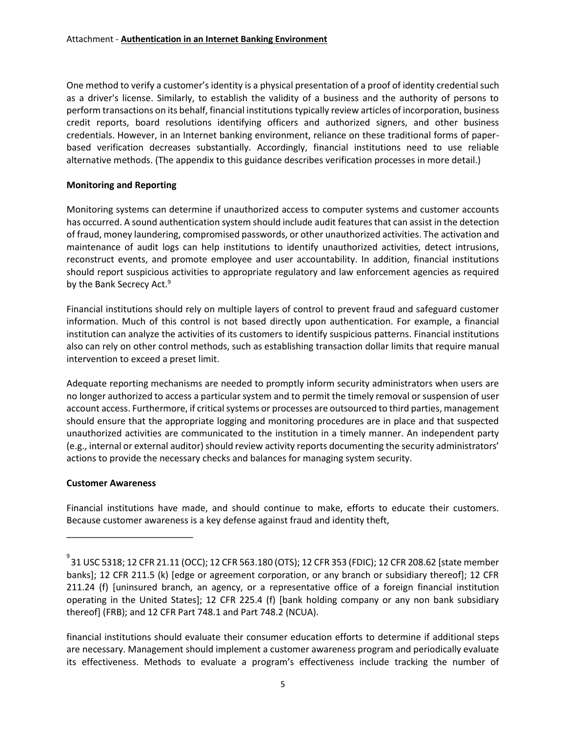One method to verify a customer's identity is a physical presentation of a proof of identity credential such as a driver's license. Similarly, to establish the validity of a business and the authority of persons to perform transactions on its behalf, financial institutions typically review articles of incorporation, business credit reports, board resolutions identifying officers and authorized signers, and other business credentials. However, in an Internet banking environment, reliance on these traditional forms of paper-based verification decreases substantially. Accordingly, financial institutions need to use reliable alternative methods. (The appendix to this guidance describes verification processes in more detail.)

**Monitoring and Reporting**

Monitoring systems can determine if unauthorized access to computer systems and customer accounts has occurred. A sound authentication system should include audit features that can assist in the detection of fraud, money laundering, compromised passwords, or other unauthorized activities. The activation and maintenance of audit logs can help institutions to identify unauthorized activities, detect intrusions, reconstruct events, and promote employee and user accountability. In addition, financial institutions should report suspicious activities to appropriate regulatory and law enforcement agencies as required by the Bank Secrecy Act.[9]

Financial institutions should rely on multiple layers of control to prevent fraud and safeguard customer information. Much of this control is not based directly upon authentication. For example, a financial institution can analyze the activities of its customers to identify suspicious patterns. Financial institutions also can rely on other control methods, such as establishing transaction dollar limits that require manual intervention to exceed a preset limit.

Adequate reporting mechanisms are needed to promptly inform security administrators when users are no longer authorized to access a particular system and to permit the timely removal or suspension of user account access. Furthermore, if critical systems or processes are outsourced to third parties, management should ensure that the appropriate logging and monitoring procedures are in place and that suspected unauthorized activities are communicated to the institution in a timely manner. An independent party (e.g., internal or external auditor) should review activity reports documenting the security administrators' actions to provide the necessary checks and balances for managing system security.

**Customer Awareness**

Financial institutions have made, and should continue to make, efforts to educate their customers. Because customer awareness is a key defense against fraud and identity theft, financial institutions should evaluate their consumer education efforts to determine if additional steps are necessary. Management should implement a customer awareness program and periodically evaluate its effectiveness. Methods to evaluate a program's effectiveness include tracking the number of

---

[9] 31 USC 5318; 12 CFR 21.11 (OCC); 12 CFR 563.180 (OTS); 12 CFR 353 (FDIC); 12 CFR 208.62 [state member banks]; 12 CFR 211.5 (k) [edge or agreement corporation, or any branch or subsidiary thereof]; 12 CFR 211.24 (f) [uninsured branch, an agency, or a representative office of a foreign financial institution operating in the United States]; 12 CFR 225.4 (f) [bank holding company or any non bank subsidiary thereof] (FRB); and 12 CFR Part 748.1 and Part 748.2 (NCUA).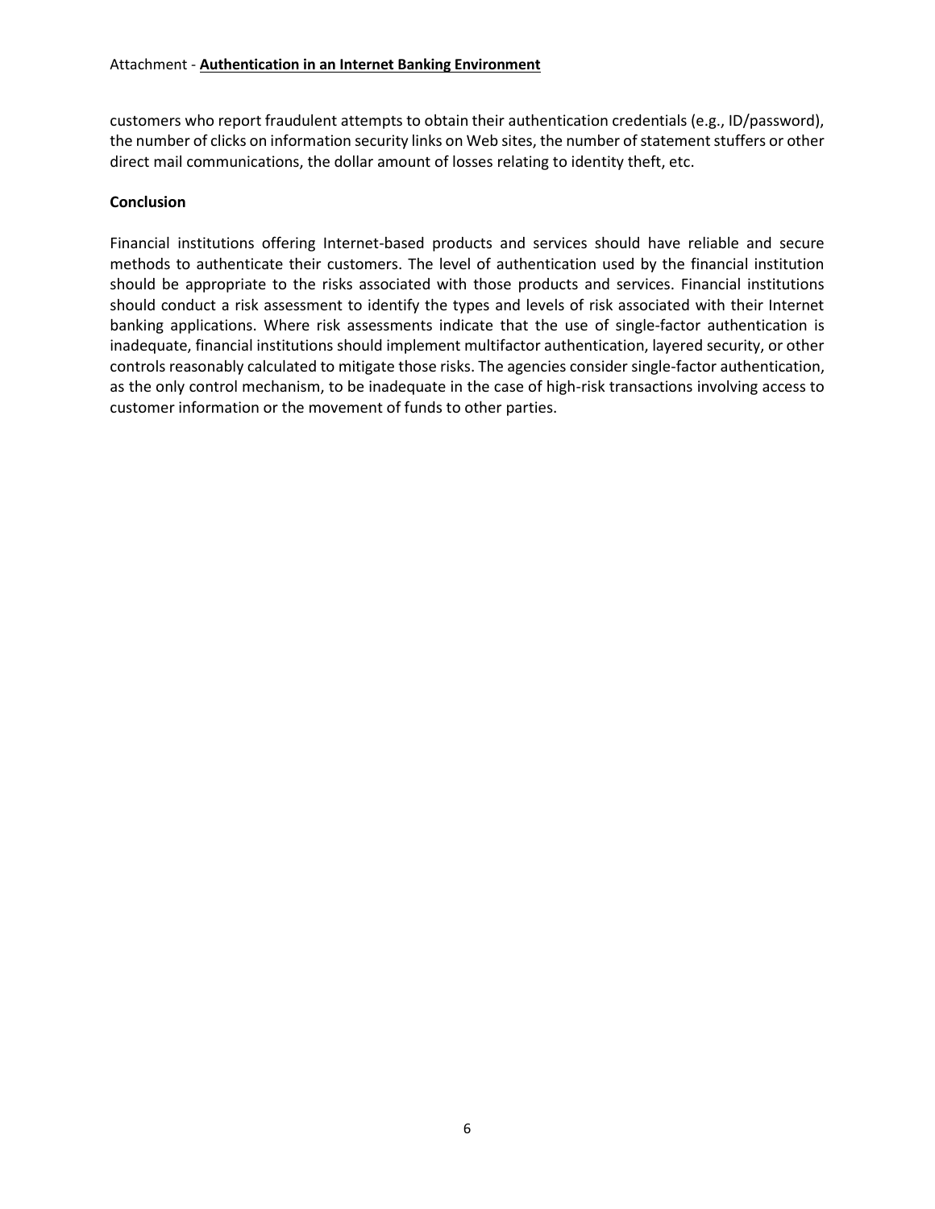customers who report fraudulent attempts to obtain their authentication credentials (e.g., ID/password), the number of clicks on information security links on Web sites, the number of statement stuffers or other direct mail communications, the dollar amount of losses relating to identity theft, etc.

**Conclusion**

Financial institutions offering Internet-based products and services should have reliable and secure methods to authenticate their customers. The level of authentication used by the financial institution should be appropriate to the risks associated with those products and services. Financial institutions should conduct a risk assessment to identify the types and levels of risk associated with their Internet banking applications. Where risk assessments indicate that the use of single-factor authentication is inadequate, financial institutions should implement multifactor authentication, layered security, or other controls reasonably calculated to mitigate those risks. The agencies consider single-factor authentication, as the only control mechanism, to be inadequate in the case of high-risk transactions involving access to customer information or the movement of funds to other parties.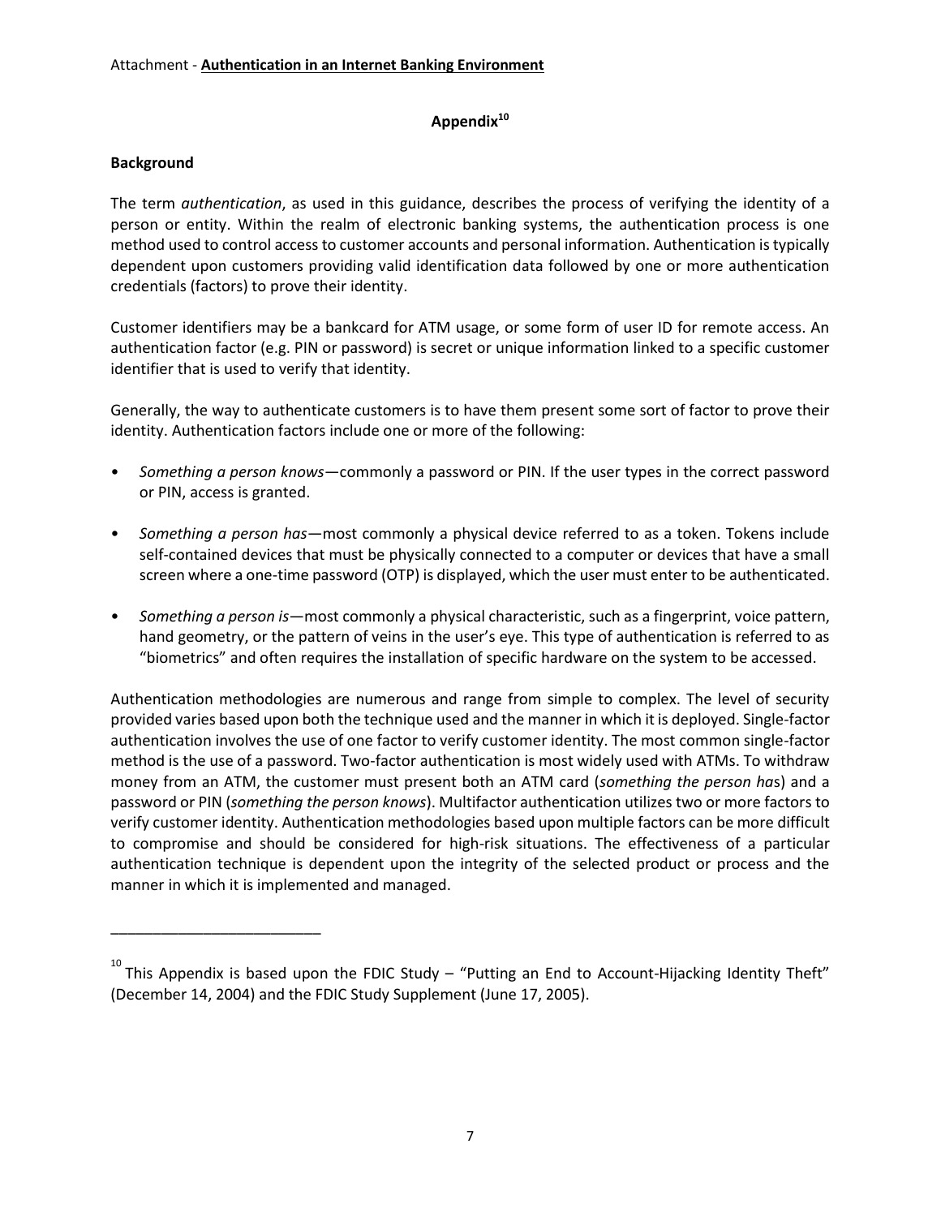## Appendix[10]

### Background

The term *authentication*, as used in this guidance, describes the process of verifying the identity of a person or entity. Within the realm of electronic banking systems, the authentication process is one method used to control access to customer accounts and personal information. Authentication is typically dependent upon customers providing valid identification data followed by one or more authentication credentials (factors) to prove their identity.

Customer identifiers may be a bankcard for ATM usage, or some form of user ID for remote access. An authentication factor (e.g. PIN or password) is secret or unique information linked to a specific customer identifier that is used to verify that identity.

Generally, the way to authenticate customers is to have them present some sort of factor to prove their identity. Authentication factors include one or more of the following:

- *Something a person knows*—commonly a password or PIN. If the user types in the correct password or PIN, access is granted.
- *Something a person has*—most commonly a physical device referred to as a token. Tokens include self-contained devices that must be physically connected to a computer or devices that have a small screen where a one-time password (OTP) is displayed, which the user must enter to be authenticated.
- *Something a person is*—most commonly a physical characteristic, such as a fingerprint, voice pattern, hand geometry, or the pattern of veins in the user's eye. This type of authentication is referred to as "biometrics" and often requires the installation of specific hardware on the system to be accessed.

Authentication methodologies are numerous and range from simple to complex. The level of security provided varies based upon both the technique used and the manner in which it is deployed. Single-factor authentication involves the use of one factor to verify customer identity. The most common single-factor method is the use of a password. Two-factor authentication is most widely used with ATMs. To withdraw money from an ATM, the customer must present both an ATM card (*something the person has*) and a password or PIN (*something the person knows*). Multifactor authentication utilizes two or more factors to verify customer identity. Authentication methodologies based upon multiple factors can be more difficult to compromise and should be considered for high-risk situations. The effectiveness of a particular authentication technique is dependent upon the integrity of the selected product or process and the manner in which it is implemented and managed.

---

[10] This Appendix is based upon the FDIC Study – "Putting an End to Account-Hijacking Identity Theft" (December 14, 2004) and the FDIC Study Supplement (June 17, 2005).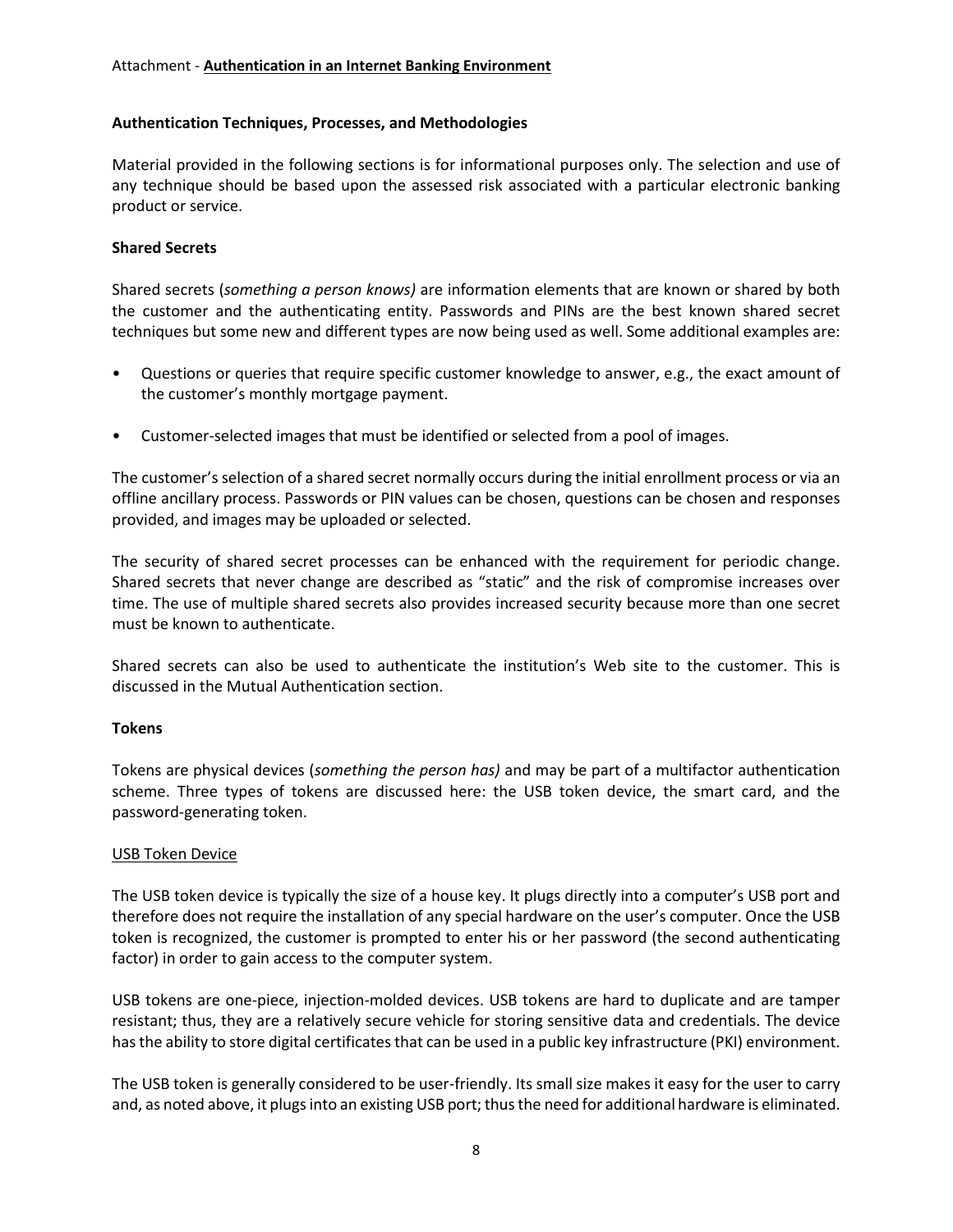## Authentication Techniques, Processes, and Methodologies

Material provided in the following sections is for informational purposes only. The selection and use of any technique should be based upon the assessed risk associated with a particular electronic banking product or service.

### Shared Secrets

Shared secrets (*something a person knows)* are information elements that are known or shared by both the customer and the authenticating entity. Passwords and PINs are the best known shared secret techniques but some new and different types are now being used as well. Some additional examples are:

- Questions or queries that require specific customer knowledge to answer, e.g., the exact amount of the customer's monthly mortgage payment.
- Customer-selected images that must be identified or selected from a pool of images.

The customer's selection of a shared secret normally occurs during the initial enrollment process or via an offline ancillary process. Passwords or PIN values can be chosen, questions can be chosen and responses provided, and images may be uploaded or selected.

The security of shared secret processes can be enhanced with the requirement for periodic change. Shared secrets that never change are described as "static" and the risk of compromise increases over time. The use of multiple shared secrets also provides increased security because more than one secret must be known to authenticate.

Shared secrets can also be used to authenticate the institution's Web site to the customer. This is discussed in the Mutual Authentication section.

### Tokens

Tokens are physical devices (*something the person has)* and may be part of a multifactor authentication scheme. Three types of tokens are discussed here: the USB token device, the smart card, and the password-generating token.

#### USB Token Device

The USB token device is typically the size of a house key. It plugs directly into a computer's USB port and therefore does not require the installation of any special hardware on the user's computer. Once the USB token is recognized, the customer is prompted to enter his or her password (the second authenticating factor) in order to gain access to the computer system.

USB tokens are one-piece, injection-molded devices. USB tokens are hard to duplicate and are tamper resistant; thus, they are a relatively secure vehicle for storing sensitive data and credentials. The device has the ability to store digital certificates that can be used in a public key infrastructure (PKI) environment.

The USB token is generally considered to be user-friendly. Its small size makes it easy for the user to carry and, as noted above, it plugs into an existing USB port; thus the need for additional hardware is eliminated.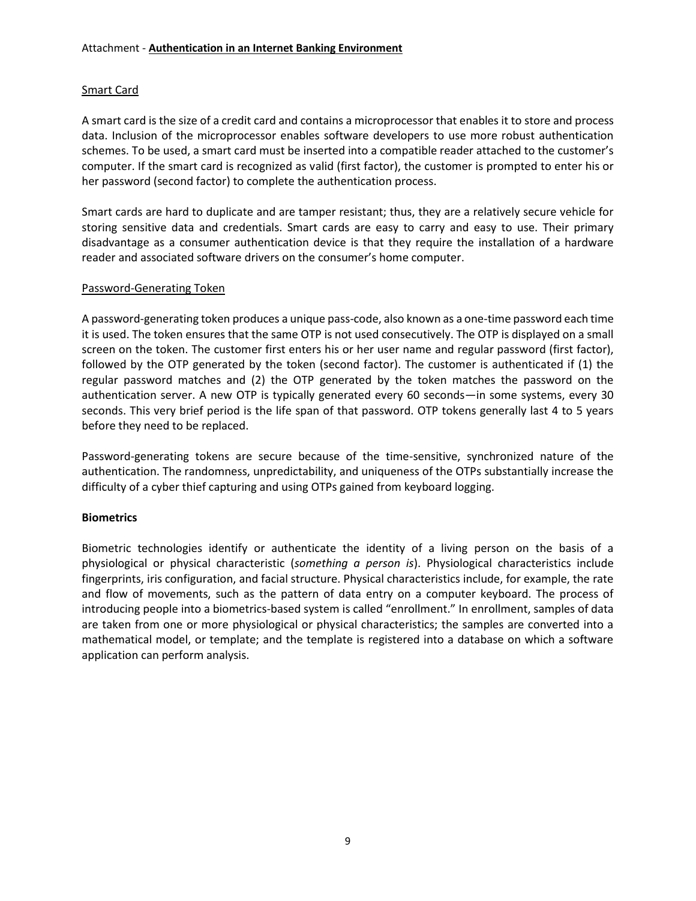### Smart Card

A smart card is the size of a credit card and contains a microprocessor that enables it to store and process data. Inclusion of the microprocessor enables software developers to use more robust authentication schemes. To be used, a smart card must be inserted into a compatible reader attached to the customer's computer. If the smart card is recognized as valid (first factor), the customer is prompted to enter his or her password (second factor) to complete the authentication process.

Smart cards are hard to duplicate and are tamper resistant; thus, they are a relatively secure vehicle for storing sensitive data and credentials. Smart cards are easy to carry and easy to use. Their primary disadvantage as a consumer authentication device is that they require the installation of a hardware reader and associated software drivers on the consumer's home computer.

### Password-Generating Token

A password-generating token produces a unique pass-code, also known as a one-time password each time it is used. The token ensures that the same OTP is not used consecutively. The OTP is displayed on a small screen on the token. The customer first enters his or her user name and regular password (first factor), followed by the OTP generated by the token (second factor). The customer is authenticated if (1) the regular password matches and (2) the OTP generated by the token matches the password on the authentication server. A new OTP is typically generated every 60 seconds—in some systems, every 30 seconds. This very brief period is the life span of that password. OTP tokens generally last 4 to 5 years before they need to be replaced.

Password-generating tokens are secure because of the time-sensitive, synchronized nature of the authentication. The randomness, unpredictability, and uniqueness of the OTPs substantially increase the difficulty of a cyber thief capturing and using OTPs gained from keyboard logging.

## Biometrics

Biometric technologies identify or authenticate the identity of a living person on the basis of a physiological or physical characteristic (*something a person is*). Physiological characteristics include fingerprints, iris configuration, and facial structure. Physical characteristics include, for example, the rate and flow of movements, such as the pattern of data entry on a computer keyboard. The process of introducing people into a biometrics-based system is called "enrollment." In enrollment, samples of data are taken from one or more physiological or physical characteristics; the samples are converted into a mathematical model, or template; and the template is registered into a database on which a software application can perform analysis.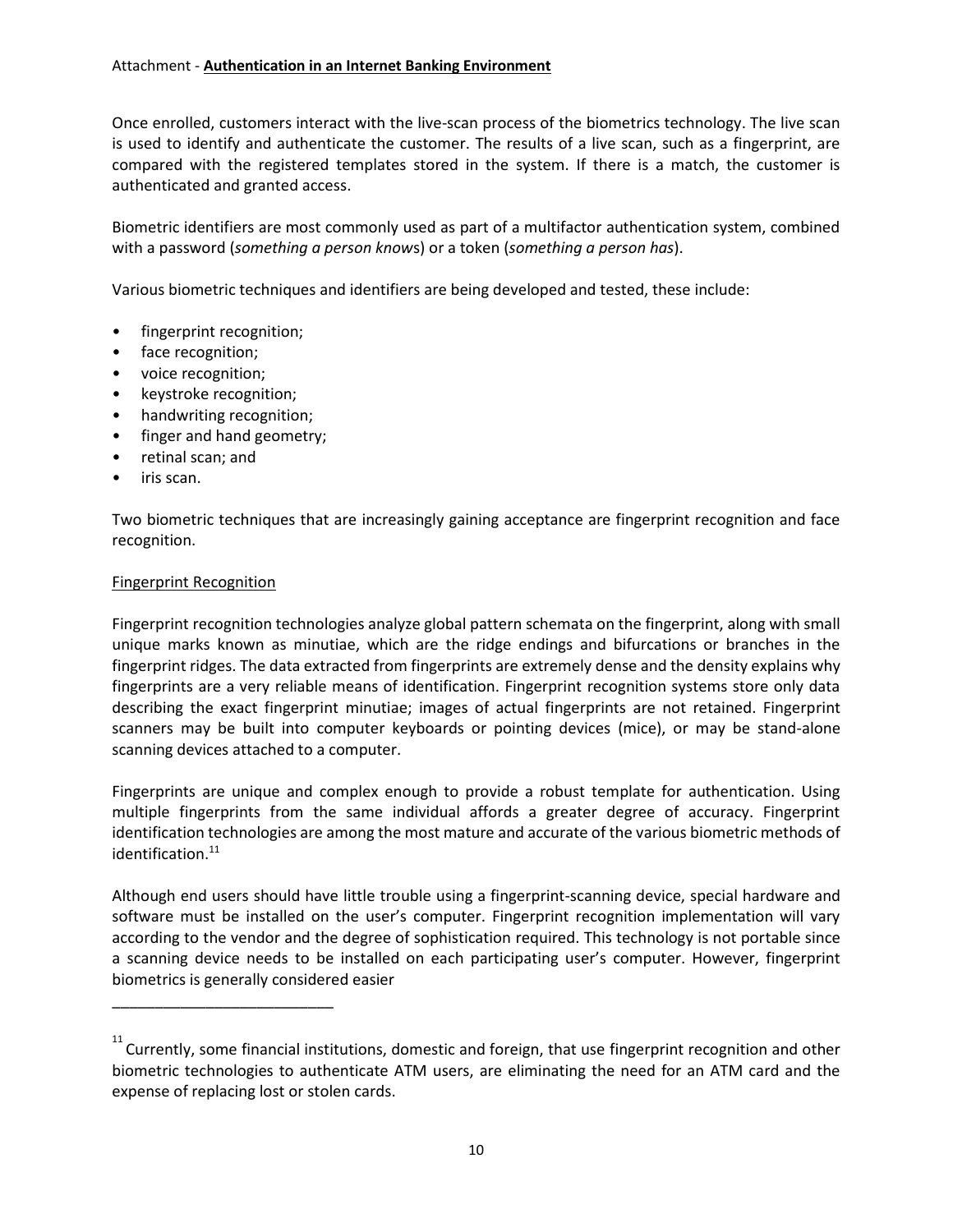Once enrolled, customers interact with the live-scan process of the biometrics technology. The live scan is used to identify and authenticate the customer. The results of a live scan, such as a fingerprint, are compared with the registered templates stored in the system. If there is a match, the customer is authenticated and granted access.

Biometric identifiers are most commonly used as part of a multifactor authentication system, combined with a password (*something a person knows*) or a token (*something a person has*).

Various biometric techniques and identifiers are being developed and tested, these include:

- fingerprint recognition;
- face recognition;
- voice recognition;
- keystroke recognition;
- handwriting recognition;
- finger and hand geometry;
- retinal scan; and
- iris scan.

Two biometric techniques that are increasingly gaining acceptance are fingerprint recognition and face recognition.

<u>Fingerprint Recognition</u>

Fingerprint recognition technologies analyze global pattern schemata on the fingerprint, along with small unique marks known as minutiae, which are the ridge endings and bifurcations or branches in the fingerprint ridges. The data extracted from fingerprints are extremely dense and the density explains why fingerprints are a very reliable means of identification. Fingerprint recognition systems store only data describing the exact fingerprint minutiae; images of actual fingerprints are not retained. Fingerprint scanners may be built into computer keyboards or pointing devices (mice), or may be stand-alone scanning devices attached to a computer.

Fingerprints are unique and complex enough to provide a robust template for authentication. Using multiple fingerprints from the same individual affords a greater degree of accuracy. Fingerprint identification technologies are among the most mature and accurate of the various biometric methods of identification.[11]

Although end users should have little trouble using a fingerprint-scanning device, special hardware and software must be installed on the user's computer. Fingerprint recognition implementation will vary according to the vendor and the degree of sophistication required. This technology is not portable since a scanning device needs to be installed on each participating user's computer. However, fingerprint biometrics is generally considered easier

---

[11] Currently, some financial institutions, domestic and foreign, that use fingerprint recognition and other biometric technologies to authenticate ATM users, are eliminating the need for an ATM card and the expense of replacing lost or stolen cards.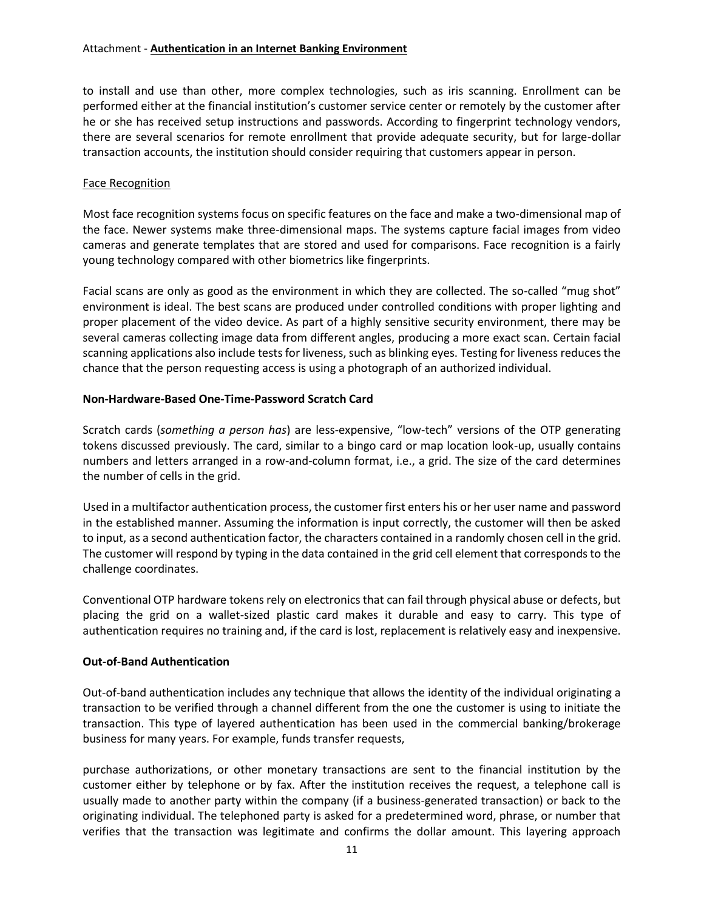to install and use than other, more complex technologies, such as iris scanning. Enrollment can be performed either at the financial institution's customer service center or remotely by the customer after he or she has received setup instructions and passwords. According to fingerprint technology vendors, there are several scenarios for remote enrollment that provide adequate security, but for large-dollar transaction accounts, the institution should consider requiring that customers appear in person.

Face Recognition

Most face recognition systems focus on specific features on the face and make a two-dimensional map of the face. Newer systems make three-dimensional maps. The systems capture facial images from video cameras and generate templates that are stored and used for comparisons. Face recognition is a fairly young technology compared with other biometrics like fingerprints.

Facial scans are only as good as the environment in which they are collected. The so-called "mug shot" environment is ideal. The best scans are produced under controlled conditions with proper lighting and proper placement of the video device. As part of a highly sensitive security environment, there may be several cameras collecting image data from different angles, producing a more exact scan. Certain facial scanning applications also include tests for liveness, such as blinking eyes. Testing for liveness reduces the chance that the person requesting access is using a photograph of an authorized individual.

**Non-Hardware-Based One-Time-Password Scratch Card**

Scratch cards (*something a person has*) are less-expensive, "low-tech" versions of the OTP generating tokens discussed previously. The card, similar to a bingo card or map location look-up, usually contains numbers and letters arranged in a row-and-column format, i.e., a grid. The size of the card determines the number of cells in the grid.

Used in a multifactor authentication process, the customer first enters his or her user name and password in the established manner. Assuming the information is input correctly, the customer will then be asked to input, as a second authentication factor, the characters contained in a randomly chosen cell in the grid. The customer will respond by typing in the data contained in the grid cell element that corresponds to the challenge coordinates.

Conventional OTP hardware tokens rely on electronics that can fail through physical abuse or defects, but placing the grid on a wallet-sized plastic card makes it durable and easy to carry. This type of authentication requires no training and, if the card is lost, replacement is relatively easy and inexpensive.

**Out-of-Band Authentication**

Out-of-band authentication includes any technique that allows the identity of the individual originating a transaction to be verified through a channel different from the one the customer is using to initiate the transaction. This type of layered authentication has been used in the commercial banking/brokerage business for many years. For example, funds transfer requests, purchase authorizations, or other monetary transactions are sent to the financial institution by the customer either by telephone or by fax. After the institution receives the request, a telephone call is usually made to another party within the company (if a business-generated transaction) or back to the originating individual. The telephoned party is asked for a predetermined word, phrase, or number that verifies that the transaction was legitimate and confirms the dollar amount. This layering approach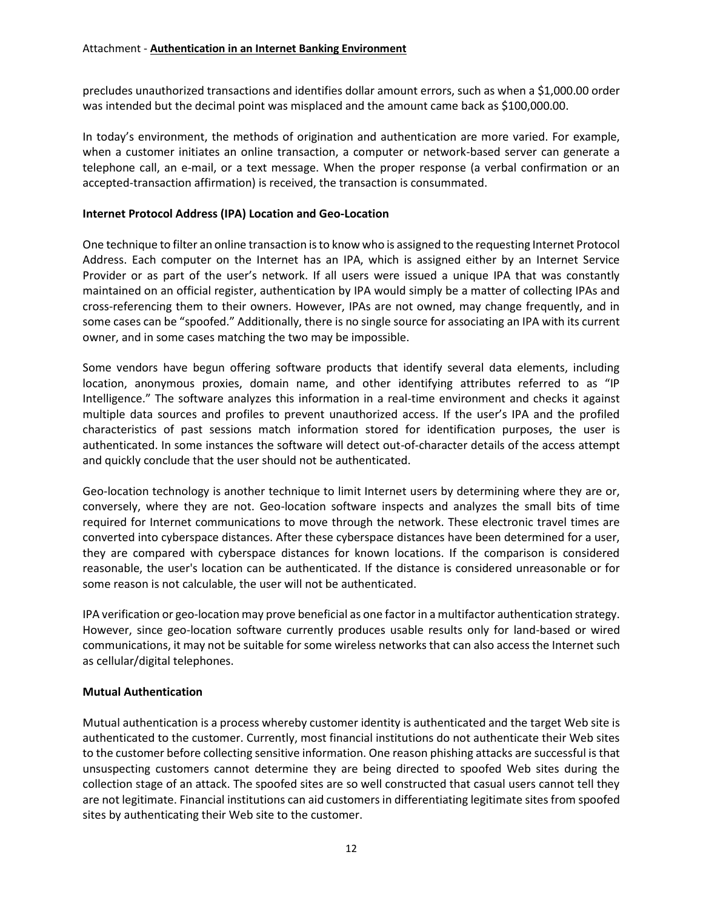precludes unauthorized transactions and identifies dollar amount errors, such as when a $1,000.00 order was intended but the decimal point was misplaced and the amount came back as $100,000.00.

In today's environment, the methods of origination and authentication are more varied. For example, when a customer initiates an online transaction, a computer or network-based server can generate a telephone call, an e-mail, or a text message. When the proper response (a verbal confirmation or an accepted-transaction affirmation) is received, the transaction is consummated.

**Internet Protocol Address (IPA) Location and Geo-Location**

One technique to filter an online transaction is to know who is assigned to the requesting Internet Protocol Address. Each computer on the Internet has an IPA, which is assigned either by an Internet Service Provider or as part of the user's network. If all users were issued a unique IPA that was constantly maintained on an official register, authentication by IPA would simply be a matter of collecting IPAs and cross-referencing them to their owners. However, IPAs are not owned, may change frequently, and in some cases can be "spoofed." Additionally, there is no single source for associating an IPA with its current owner, and in some cases matching the two may be impossible.

Some vendors have begun offering software products that identify several data elements, including location, anonymous proxies, domain name, and other identifying attributes referred to as "IP Intelligence." The software analyzes this information in a real-time environment and checks it against multiple data sources and profiles to prevent unauthorized access. If the user's IPA and the profiled characteristics of past sessions match information stored for identification purposes, the user is authenticated. In some instances the software will detect out-of-character details of the access attempt and quickly conclude that the user should not be authenticated.

Geo-location technology is another technique to limit Internet users by determining where they are or, conversely, where they are not. Geo-location software inspects and analyzes the small bits of time required for Internet communications to move through the network. These electronic travel times are converted into cyberspace distances. After these cyberspace distances have been determined for a user, they are compared with cyberspace distances for known locations. If the comparison is considered reasonable, the user's location can be authenticated. If the distance is considered unreasonable or for some reason is not calculable, the user will not be authenticated.

IPA verification or geo-location may prove beneficial as one factor in a multifactor authentication strategy. However, since geo-location software currently produces usable results only for land-based or wired communications, it may not be suitable for some wireless networks that can also access the Internet such as cellular/digital telephones.

**Mutual Authentication**

Mutual authentication is a process whereby customer identity is authenticated and the target Web site is authenticated to the customer. Currently, most financial institutions do not authenticate their Web sites to the customer before collecting sensitive information. One reason phishing attacks are successful is that unsuspecting customers cannot determine they are being directed to spoofed Web sites during the collection stage of an attack. The spoofed sites are so well constructed that casual users cannot tell they are not legitimate. Financial institutions can aid customers in differentiating legitimate sites from spoofed sites by authenticating their Web site to the customer.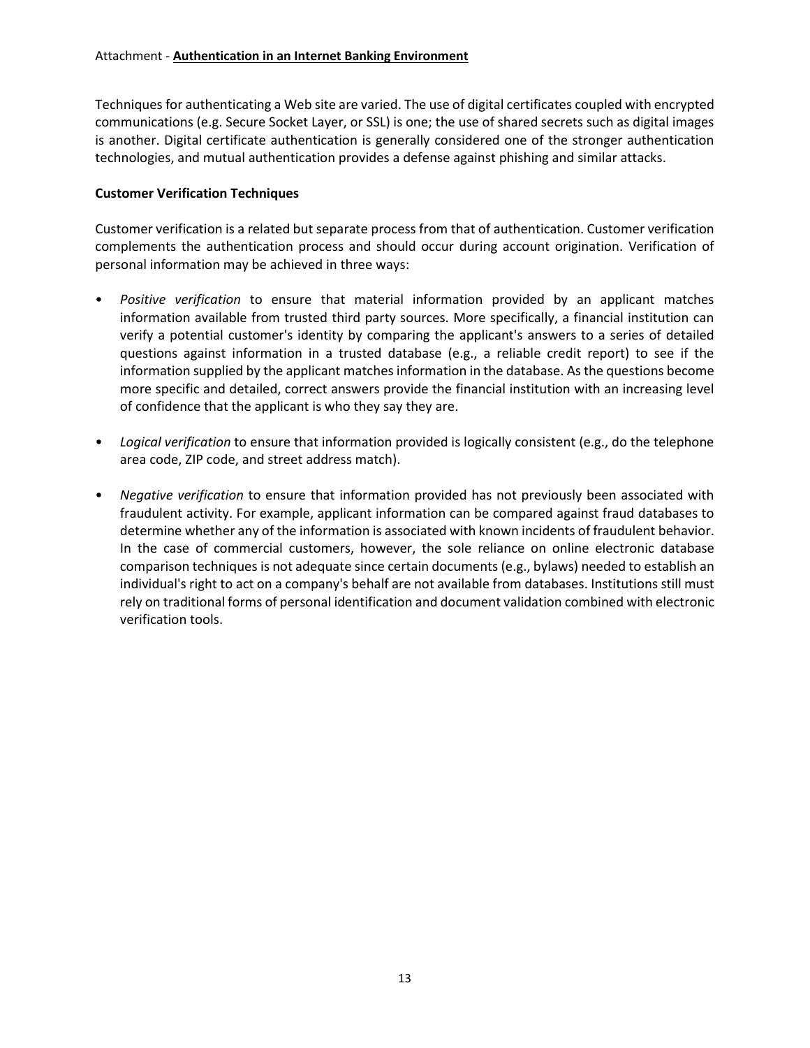Techniques for authenticating a Web site are varied. The use of digital certificates coupled with encrypted communications (e.g. Secure Socket Layer, or SSL) is one; the use of shared secrets such as digital images is another. Digital certificate authentication is generally considered one of the stronger authentication technologies, and mutual authentication provides a defense against phishing and similar attacks.

**Customer Verification Techniques**

Customer verification is a related but separate process from that of authentication. Customer verification complements the authentication process and should occur during account origination. Verification of personal information may be achieved in three ways:

- *Positive verification* to ensure that material information provided by an applicant matches information available from trusted third party sources. More specifically, a financial institution can verify a potential customer's identity by comparing the applicant's answers to a series of detailed questions against information in a trusted database (e.g., a reliable credit report) to see if the information supplied by the applicant matches information in the database. As the questions become more specific and detailed, correct answers provide the financial institution with an increasing level of confidence that the applicant is who they say they are.

- *Logical verification* to ensure that information provided is logically consistent (e.g., do the telephone area code, ZIP code, and street address match).

- *Negative verification* to ensure that information provided has not previously been associated with fraudulent activity. For example, applicant information can be compared against fraud databases to determine whether any of the information is associated with known incidents of fraudulent behavior. In the case of commercial customers, however, the sole reliance on online electronic database comparison techniques is not adequate since certain documents (e.g., bylaws) needed to establish an individual's right to act on a company's behalf are not available from databases. Institutions still must rely on traditional forms of personal identification and document validation combined with electronic verification tools.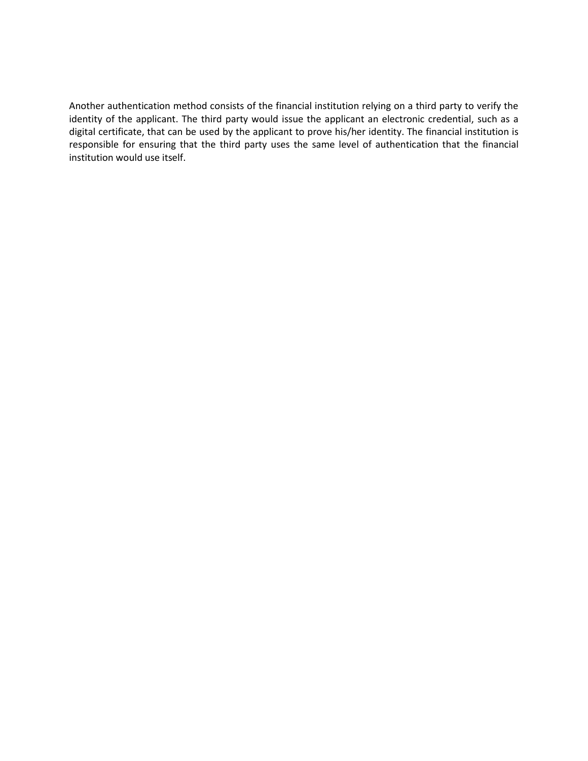Another authentication method consists of the financial institution relying on a third party to verify the identity of the applicant. The third party would issue the applicant an electronic credential, such as a digital certificate, that can be used by the applicant to prove his/her identity. The financial institution is responsible for ensuring that the third party uses the same level of authentication that the financial institution would use itself.